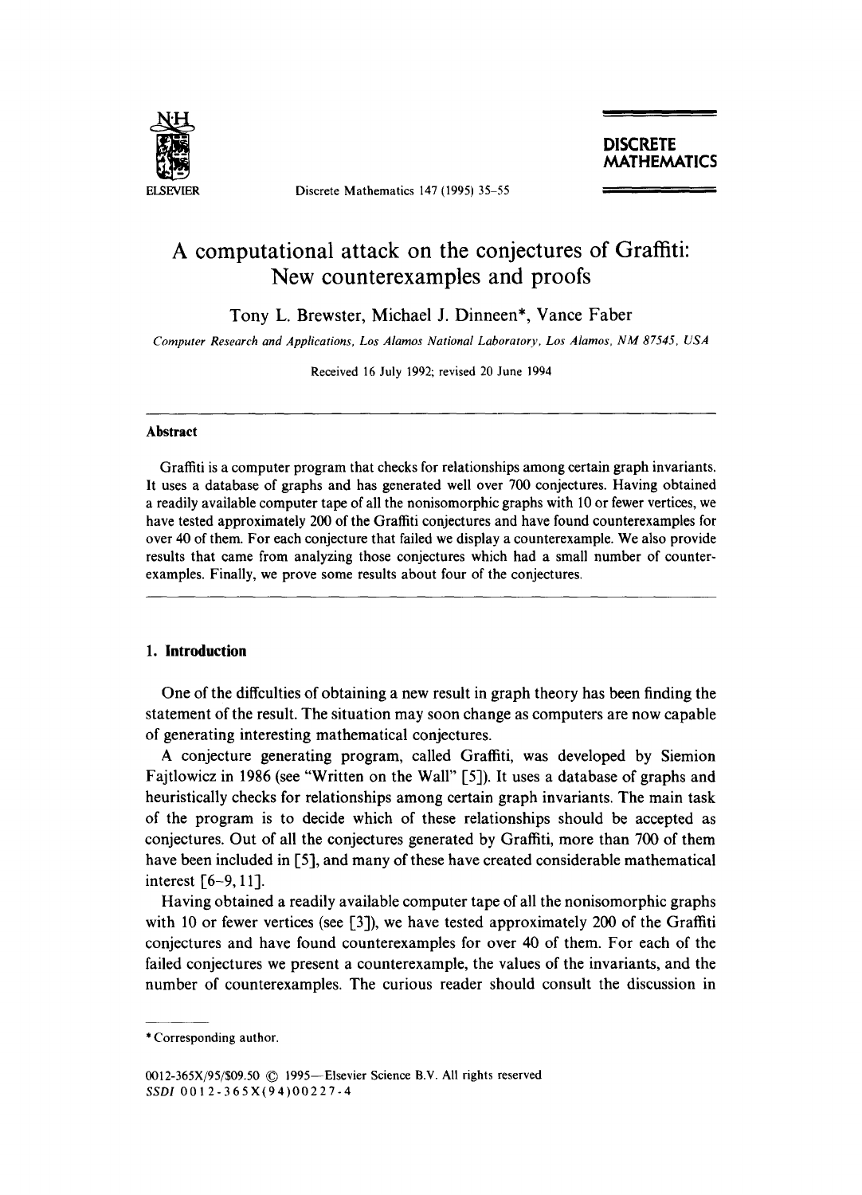# A computational attack on the conjectures of Graffiti: New counterexamples and proofs

Tony L. Brewster, Michael J. Dinneen*, Vance Faber

*Computer Research and Applications, Los Alamos National Laboratory, Los Alamos, NM 87545, USA*

Received 16 July 1992; revised 20 June 1994

## Abstract

Graffiti is a computer program that checks for relationships among certain graph invariants. It uses a database of graphs and has generated well over 700 conjectures. Having obtained a readily available computer tape of all the nonisomorphic graphs with 10 or fewer vertices, we have tested approximately 200 of the Graffiti conjectures and have found counterexamples for over 40 of them. For each conjecture that failed we display a counterexample. We also provide results that came from analyzing those conjectures which had a small number of counterexamples. Finally, we prove some results about four of the conjectures.

## 1. Introduction

One of the diffculties of obtaining a new result in graph theory has been finding the statement of the result. The situation may soon change as computers are now capable of generating interesting mathematical conjectures.

A conjecture generating program, called Graffiti, was developed by Siemion Fajtlowicz in 1986 (see "Written on the Wall" [5]). It uses a database of graphs and heuristically checks for relationships among certain graph invariants. The main task of the program is to decide which of these relationships should be accepted as conjectures. Out of all the conjectures generated by Graffiti, more than 700 of them have been included in [5], and many of these have created considerable mathematical interest [6–9, 11].

Having obtained a readily available computer tape of all the nonisomorphic graphs with 10 or fewer vertices (see [3]), we have tested approximately 200 of the Graffiti conjectures and have found counterexamples for over 40 of them. For each of the failed conjectures we present a counterexample, the values of the invariants, and the number of counterexamples. The curious reader should consult the discussion in

---

* Corresponding author.

0012-365X/95/$09.50 © 1995—Elsevier Science B.V. All rights reserved
SSDI 0012-365X(94)00227-4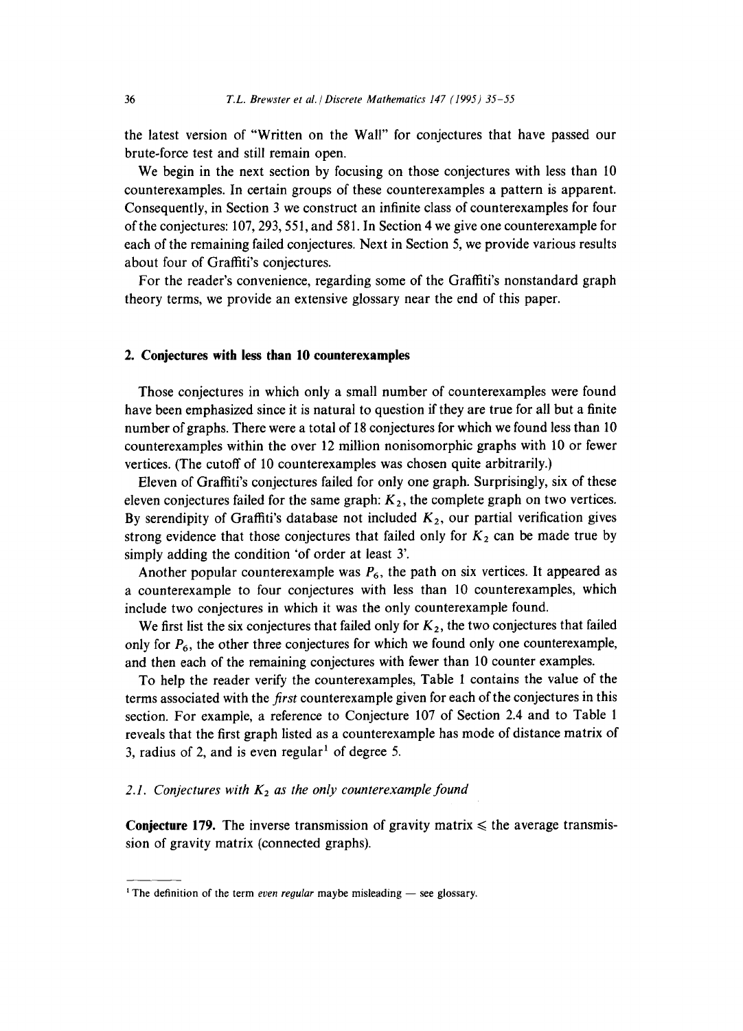the latest version of "Written on the Wall" for conjectures that have passed our brute-force test and still remain open.

We begin in the next section by focusing on those conjectures with less than 10 counterexamples. In certain groups of these counterexamples a pattern is apparent. Consequently, in Section 3 we construct an infinite class of counterexamples for four of the conjectures: 107, 293, 551, and 581. In Section 4 we give one counterexample for each of the remaining failed conjectures. Next in Section 5, we provide various results about four of Graffiti's conjectures.

For the reader's convenience, regarding some of the Graffiti's nonstandard graph theory terms, we provide an extensive glossary near the end of this paper.

## 2. Conjectures with less than 10 counterexamples

Those conjectures in which only a small number of counterexamples were found have been emphasized since it is natural to question if they are true for all but a finite number of graphs. There were a total of 18 conjectures for which we found less than 10 counterexamples within the over 12 million nonisomorphic graphs with 10 or fewer vertices. (The cutoff of 10 counterexamples was chosen quite arbitrarily.)

Eleven of Graffiti's conjectures failed for only one graph. Surprisingly, six of these eleven conjectures failed for the same graph: $K_2$, the complete graph on two vertices. By serendipity of Graffiti's database not included $K_2$, our partial verification gives strong evidence that those conjectures that failed only for $K_2$ can be made true by simply adding the condition 'of order at least 3'.

Another popular counterexample was $P_6$, the path on six vertices. It appeared as a counterexample to four conjectures with less than 10 counterexamples, which include two conjectures in which it was the only counterexample found.

We first list the six conjectures that failed only for $K_2$, the two conjectures that failed only for $P_6$, the other three conjectures for which we found only one counterexample, and then each of the remaining conjectures with fewer than 10 counter examples.

To help the reader verify the counterexamples, Table 1 contains the value of the terms associated with the *first* counterexample given for each of the conjectures in this section. For example, a reference to Conjecture 107 of Section 2.4 and to Table 1 reveals that the first graph listed as a counterexample has mode of distance matrix of 3, radius of 2, and is even regular[1] of degree 5.

### 2.1. Conjectures with $K_2$ as the only counterexample found

**Conjecture 179.** The inverse transmission of gravity matrix $\leqslant$ the average transmission of gravity matrix (connected graphs).

[1] The definition of the term *even regular* maybe misleading — see glossary.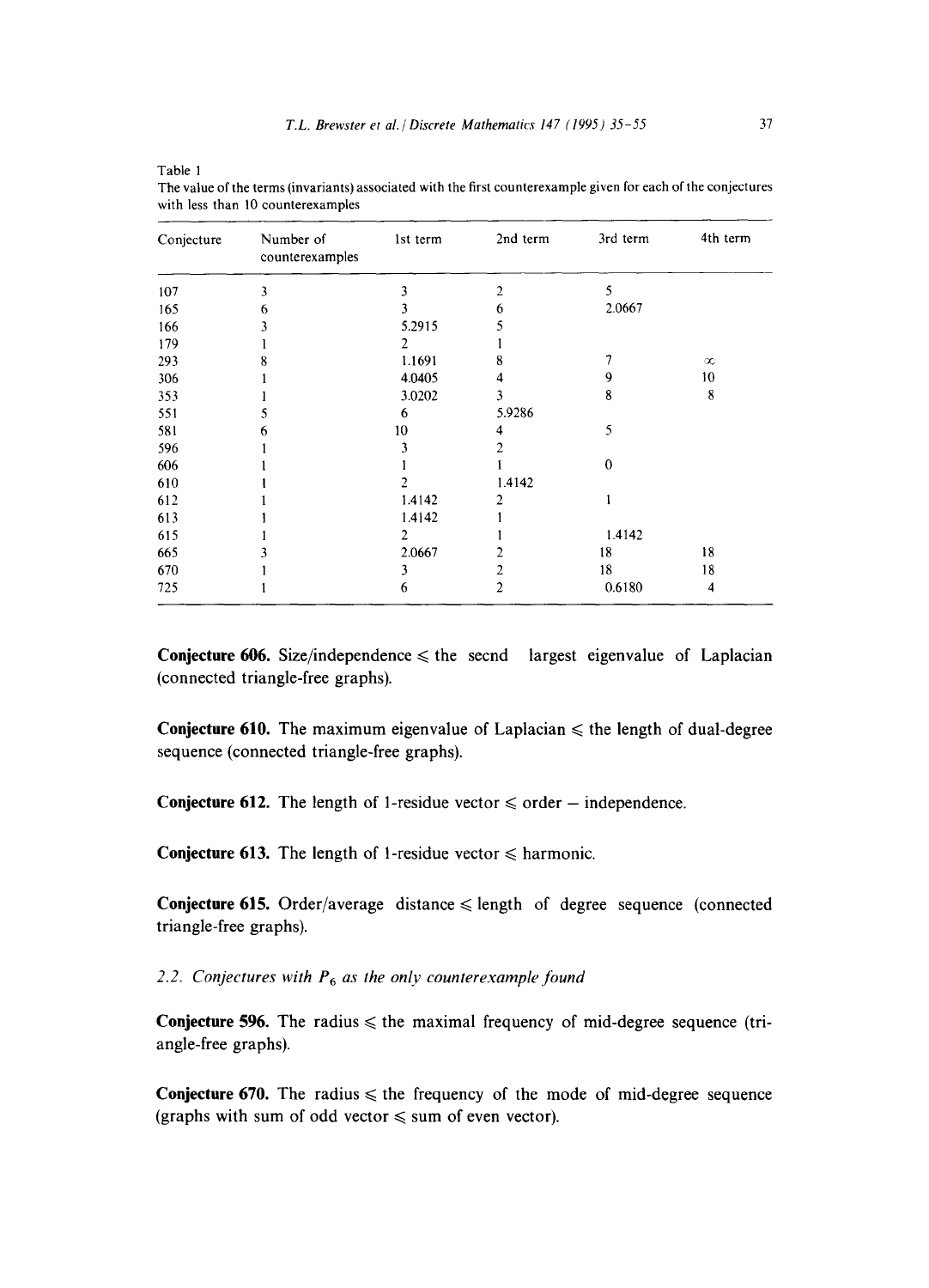Table 1
The value of the terms (invariants) associated with the first counterexample given for each of the conjectures with less than 10 counterexamples

| Conjecture | Number of counterexamples | 1st term | 2nd term | 3rd term | 4th term |
|---|---|---|---|---|---|
| 107 | 3 | 3 | 2 | 5 | |
| 165 | 6 | 3 | 6 | 2.0667 | |
| 166 | 3 | 5.2915 | 5 | | |
| 179 | 1 | 2 | 1 | | |
| 293 | 8 | 1.1691 | 8 | 7 | $\infty$ |
| 306 | 1 | 4.0405 | 4 | 9 | 10 |
| 353 | 1 | 3.0202 | 3 | 8 | 8 |
| 551 | 5 | 6 | 5.9286 | | |
| 581 | 6 | 10 | 4 | 5 | |
| 596 | 1 | 3 | 2 | | |
| 606 | 1 | 1 | 1 | 0 | |
| 610 | 1 | 2 | 1.4142 | | |
| 612 | 1 | 1.4142 | 2 | 1 | |
| 613 | 1 | 1.4142 | 1 | | |
| 615 | 1 | 2 | 1 | 1.4142 | |
| 665 | 3 | 2.0667 | 2 | 18 | 18 |
| 670 | 1 | 3 | 2 | 18 | 18 |
| 725 | 1 | 6 | 2 | 0.6180 | 4 |

**Conjecture 606.** Size/independence $\leqslant$ the secnd largest eigenvalue of Laplacian (connected triangle-free graphs).

**Conjecture 610.** The maximum eigenvalue of Laplacian $\leqslant$ the length of dual-degree sequence (connected triangle-free graphs).

**Conjecture 612.** The length of 1-residue vector $\leqslant$ order $-$ independence.

**Conjecture 613.** The length of 1-residue vector $\leqslant$ harmonic.

**Conjecture 615.** Order/average distance $\leqslant$ length of degree sequence (connected triangle-free graphs).

### *2.2. Conjectures with $P_6$ as the only counterexample found*

**Conjecture 596.** The radius $\leqslant$ the maximal frequency of mid-degree sequence (triangle-free graphs).

**Conjecture 670.** The radius $\leqslant$ the frequency of the mode of mid-degree sequence (graphs with sum of odd vector $\leqslant$ sum of even vector).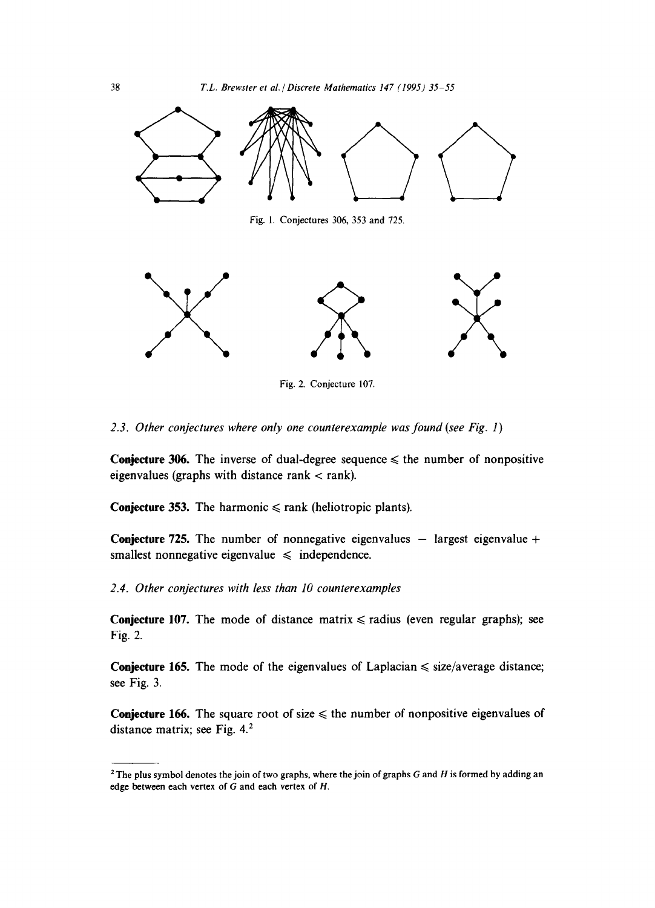Fig. 1. Conjectures 306, 353 and 725.

Fig. 2. Conjecture 107.

### 2.3. Other conjectures where only one counterexample was found (see Fig. 1)

**Conjecture 306.** The inverse of dual-degree sequence ≤ the number of nonpositive eigenvalues (graphs with distance rank < rank).

**Conjecture 353.** The harmonic ≤ rank (heliotropic plants).

**Conjecture 725.** The number of nonnegative eigenvalues − largest eigenvalue + smallest nonnegative eigenvalue ≤ independence.

### 2.4. Other conjectures with less than 10 counterexamples

**Conjecture 107.** The mode of distance matrix ≤ radius (even regular graphs); see Fig. 2.

**Conjecture 165.** The mode of the eigenvalues of Laplacian ≤ size/average distance; see Fig. 3.

**Conjecture 166.** The square root of size ≤ the number of nonpositive eigenvalues of distance matrix; see Fig. 4.[2]

[2] The plus symbol denotes the join of two graphs, where the join of graphs $G$ and $H$ is formed by adding an edge between each vertex of $G$ and each vertex of $H$.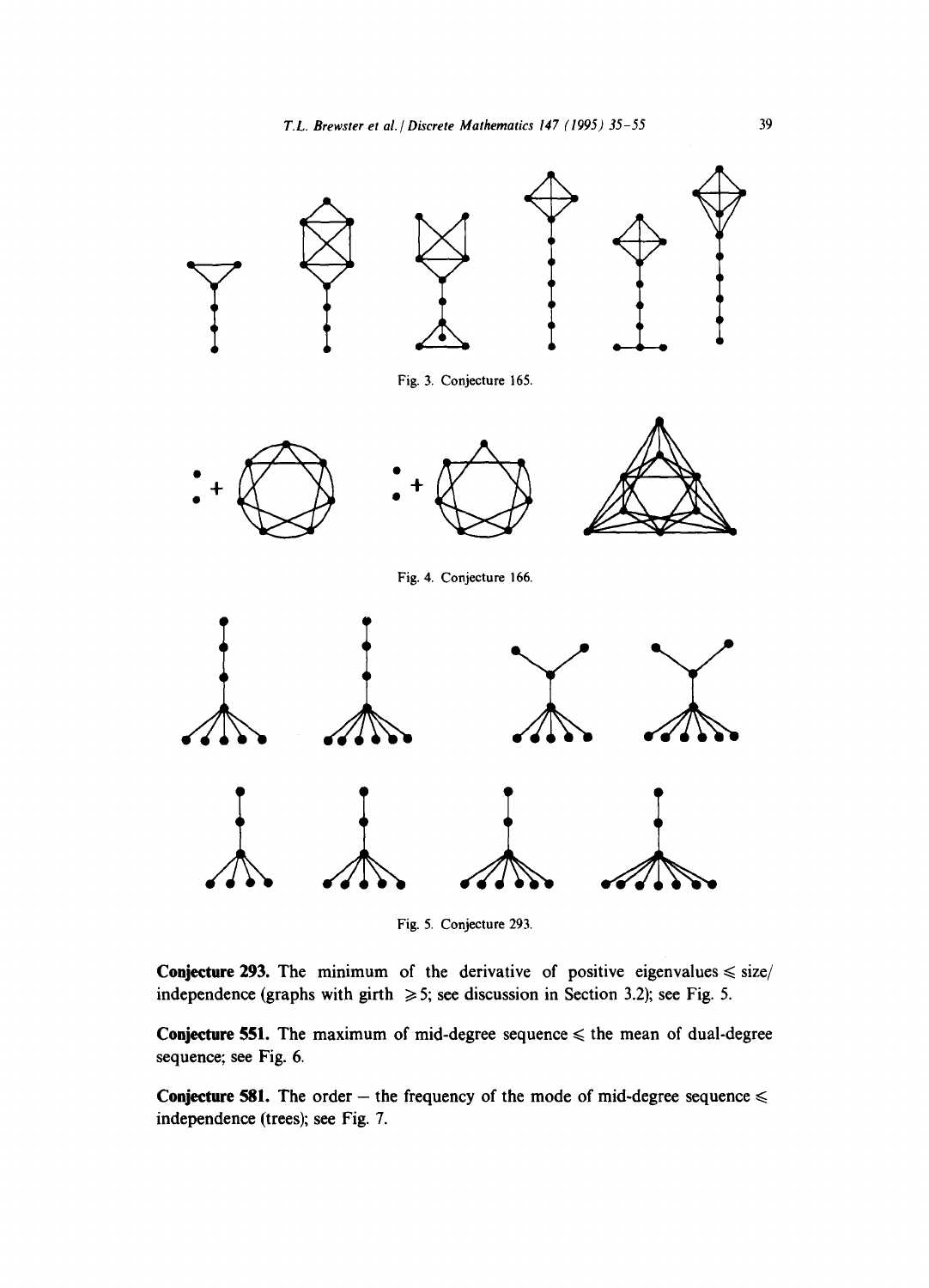Fig. 3. Conjecture 165.

Fig. 4. Conjecture 166.

Fig. 5. Conjecture 293.

**Conjecture 293.** The minimum of the derivative of positive eigenvalues ⩽ size/independence (graphs with girth ⩾ 5; see discussion in Section 3.2); see Fig. 5.

**Conjecture 551.** The maximum of mid-degree sequence ⩽ the mean of dual-degree sequence; see Fig. 6.

**Conjecture 581.** The order − the frequency of the mode of mid-degree sequence ⩽ independence (trees); see Fig. 7.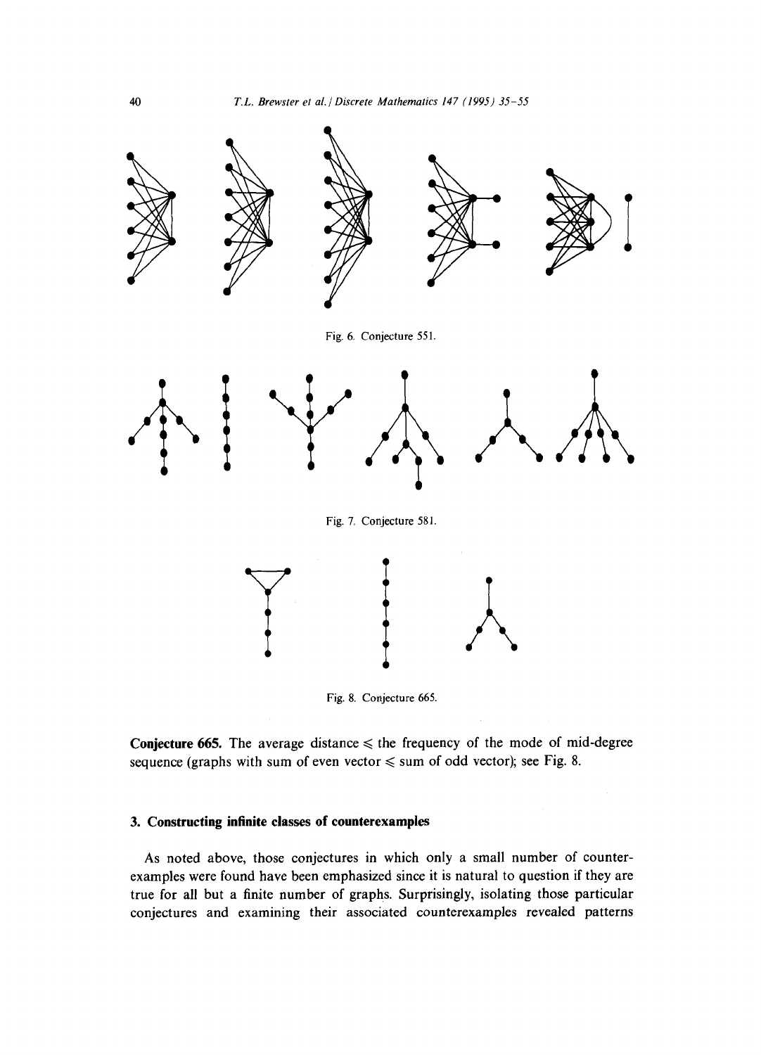Fig. 6. Conjecture 551.

Fig. 7. Conjecture 581.

Fig. 8. Conjecture 665.

**Conjecture 665.** The average distance $\leqslant$ the frequency of the mode of mid-degree sequence (graphs with sum of even vector $\leqslant$ sum of odd vector); see Fig. 8.

## 3. Constructing infinite classes of counterexamples

As noted above, those conjectures in which only a small number of counterexamples were found have been emphasized since it is natural to question if they are true for all but a finite number of graphs. Surprisingly, isolating those particular conjectures and examining their associated counterexamples revealed patterns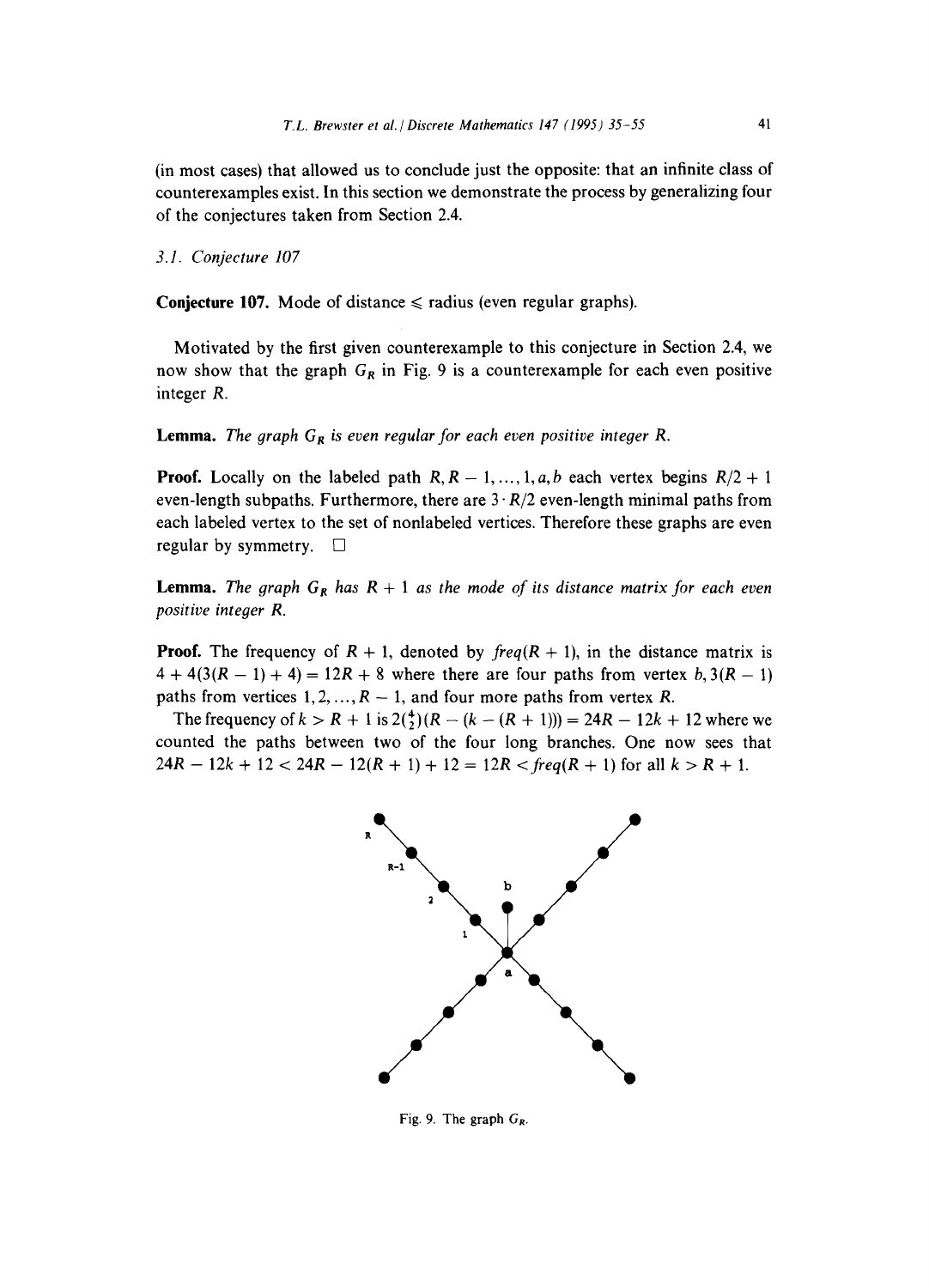(in most cases) that allowed us to conclude just the opposite: that an infinite class of counterexamples exist. In this section we demonstrate the process by generalizing four of the conjectures taken from Section 2.4.

### 3.1. Conjecture 107

**Conjecture 107.** Mode of distance $\leqslant$ radius (even regular graphs).

Motivated by the first given counterexample to this conjecture in Section 2.4, we now show that the graph $G_R$ in Fig. 9 is a counterexample for each even positive integer $R$.

**Lemma.** *The graph $G_R$ is even regular for each even positive integer $R$.*

**Proof.** Locally on the labeled path $R, R-1, \ldots, 1, a, b$ each vertex begins $R/2+1$ even-length subpaths. Furthermore, there are $3 \cdot R/2$ even-length minimal paths from each labeled vertex to the set of nonlabeled vertices. Therefore these graphs are even regular by symmetry. $\square$

**Lemma.** *The graph $G_R$ has $R+1$ as the mode of its distance matrix for each even positive integer $R$.*

**Proof.** The frequency of $R+1$, denoted by $freq(R+1)$, in the distance matrix is $4 + 4(3(R-1)+4) = 12R + 8$ where there are four paths from vertex $b$, $3(R-1)$ paths from vertices $1, 2, \ldots, R-1$, and four more paths from vertex $R$.

The frequency of $k > R+1$ is $2\binom{4}{2}(R-(k-(R+1))) = 24R - 12k + 12$ where we counted the paths between two of the four long branches. One now sees that $24R - 12k + 12 < 24R - 12(R+1) + 12 = 12R < freq(R+1)$ for all $k > R+1$.

Fig. 9. The graph $G_R$.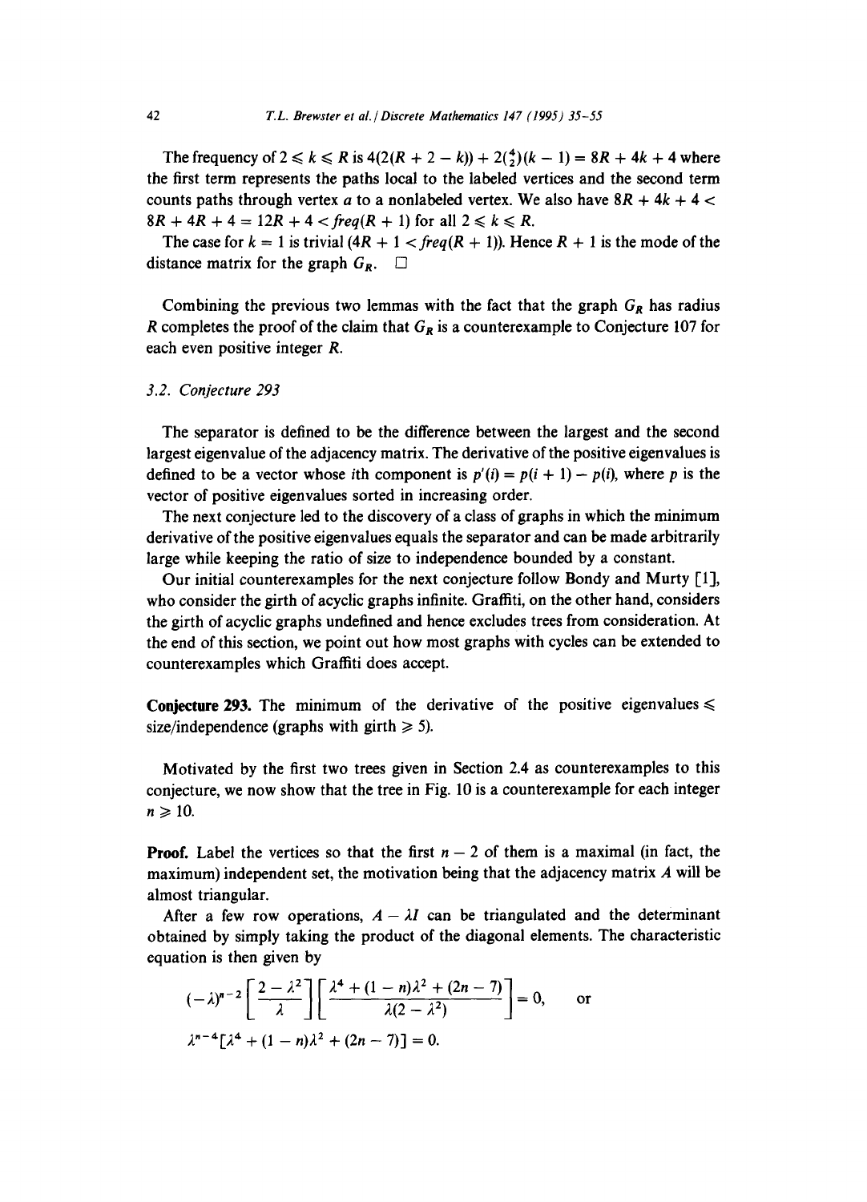The frequency of $2 \leqslant k \leqslant R$ is $4(2(R+2-k)) + 2\binom{4}{2}(k-1) = 8R + 4k + 4$ where the first term represents the paths local to the labeled vertices and the second term counts paths through vertex $a$ to a nonlabeled vertex. We also have $8R + 4k + 4 < 8R + 4R + 4 = 12R + 4 < freq(R+1)$ for all $2 \leqslant k \leqslant R$.

The case for $k = 1$ is trivial ($4R + 1 < freq(R+1)$). Hence $R + 1$ is the mode of the distance matrix for the graph $G_R$. □

Combining the previous two lemmas with the fact that the graph $G_R$ has radius $R$ completes the proof of the claim that $G_R$ is a counterexample to Conjecture 107 for each even positive integer $R$.

### 3.2. Conjecture 293

The separator is defined to be the difference between the largest and the second largest eigenvalue of the adjacency matrix. The derivative of the positive eigenvalues is defined to be a vector whose $i$th component is $p'(i) = p(i+1) - p(i)$, where $p$ is the vector of positive eigenvalues sorted in increasing order.

The next conjecture led to the discovery of a class of graphs in which the minimum derivative of the positive eigenvalues equals the separator and can be made arbitrarily large while keeping the ratio of size to independence bounded by a constant.

Our initial counterexamples for the next conjecture follow Bondy and Murty [1], who consider the girth of acyclic graphs infinite. Graffiti, on the other hand, considers the girth of acyclic graphs undefined and hence excludes trees from consideration. At the end of this section, we point out how most graphs with cycles can be extended to counterexamples which Graffiti does accept.

**Conjecture 293.** The minimum of the derivative of the positive eigenvalues $\leqslant$ size/independence (graphs with girth $\geqslant 5$).

Motivated by the first two trees given in Section 2.4 as counterexamples to this conjecture, we now show that the tree in Fig. 10 is a counterexample for each integer $n \geqslant 10$.

**Proof.** Label the vertices so that the first $n - 2$ of them is a maximal (in fact, the maximum) independent set, the motivation being that the adjacency matrix $A$ will be almost triangular.

After a few row operations, $A - \lambda I$ can be triangulated and the determinant obtained by simply taking the product of the diagonal elements. The characteristic equation is then given by

$$(-\lambda)^{n-2}\left[\frac{2-\lambda^2}{\lambda}\right]\left[\frac{\lambda^4 + (1-n)\lambda^2 + (2n-7)}{\lambda(2-\lambda^2)}\right] = 0, \qquad \text{or}$$

$$\lambda^{n-4}[\lambda^4 + (1-n)\lambda^2 + (2n-7)] = 0.$$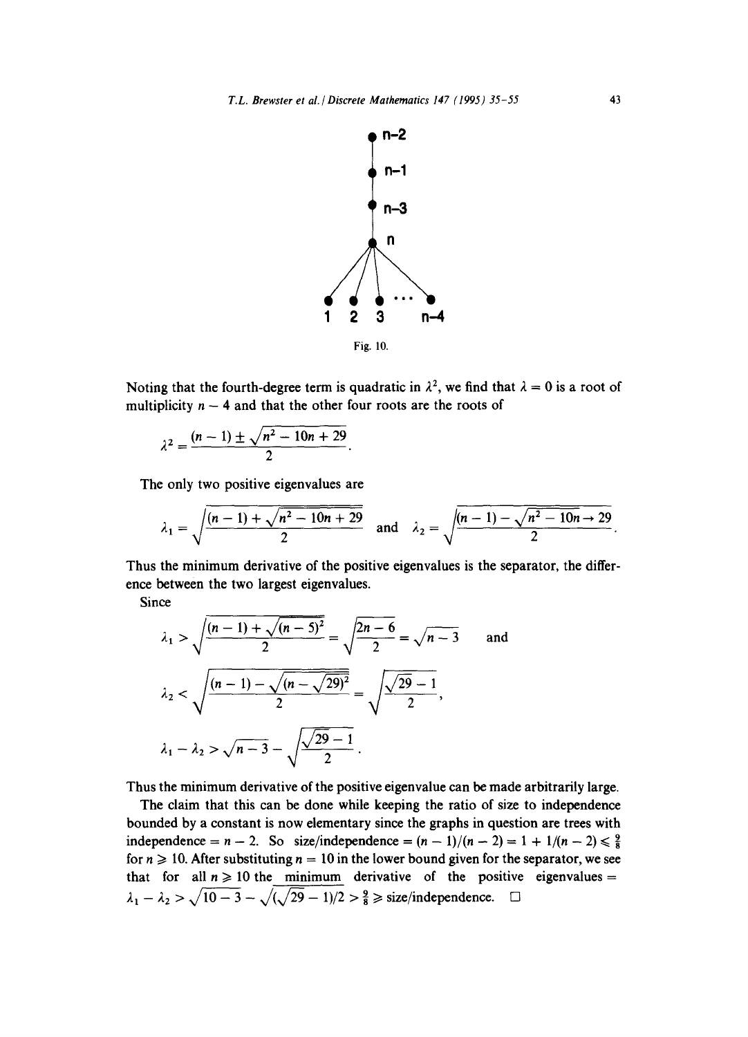Fig. 10.

Noting that the fourth-degree term is quadratic in $\lambda^2$, we find that $\lambda = 0$ is a root of multiplicity $n-4$ and that the other four roots are the roots of

$$\lambda^2 = \frac{(n-1) \pm \sqrt{n^2 - 10n + 29}}{2}.$$

The only two positive eigenvalues are

$$\lambda_1 = \sqrt{\frac{(n-1) + \sqrt{n^2 - 10n + 29}}{2}} \quad \text{and} \quad \lambda_2 = \sqrt{\frac{(n-1) - \sqrt{n^2 - 10n \rightarrow 29}}{2}}.$$

Thus the minimum derivative of the positive eigenvalues is the separator, the difference between the two largest eigenvalues.

Since

$$\lambda_1 > \sqrt{\frac{(n-1) + \sqrt{(n-5)^2}}{2}} = \sqrt{\frac{2n-6}{2}} = \sqrt{n-3} \quad \text{and}$$

$$\lambda_2 < \sqrt{\frac{(n-1) - \sqrt{(n - \sqrt{29})^2}}{2}} = \sqrt{\frac{\sqrt{29} - 1}{2}},$$

$$\lambda_1 - \lambda_2 > \sqrt{n-3} - \sqrt{\frac{\sqrt{29}-1}{2}}.$$

Thus the minimum derivative of the positive eigenvalue can be made arbitrarily large.

The claim that this can be done while keeping the ratio of size to independence bounded by a constant is now elementary since the graphs in question are trees with independence $= n-2$. So size/independence $= (n-1)/(n-2) = 1 + 1/(n-2) \leqslant \frac{9}{8}$ for $n \geqslant 10$. After substituting $n = 10$ in the lower bound given for the separator, we see that for all $n \geqslant 10$ the minimum derivative of the positive eigenvalues $= \lambda_1 - \lambda_2 > \sqrt{10-3} - \sqrt{(\sqrt{29}-1)/2} > \frac{9}{8} \geqslant$ size/independence. □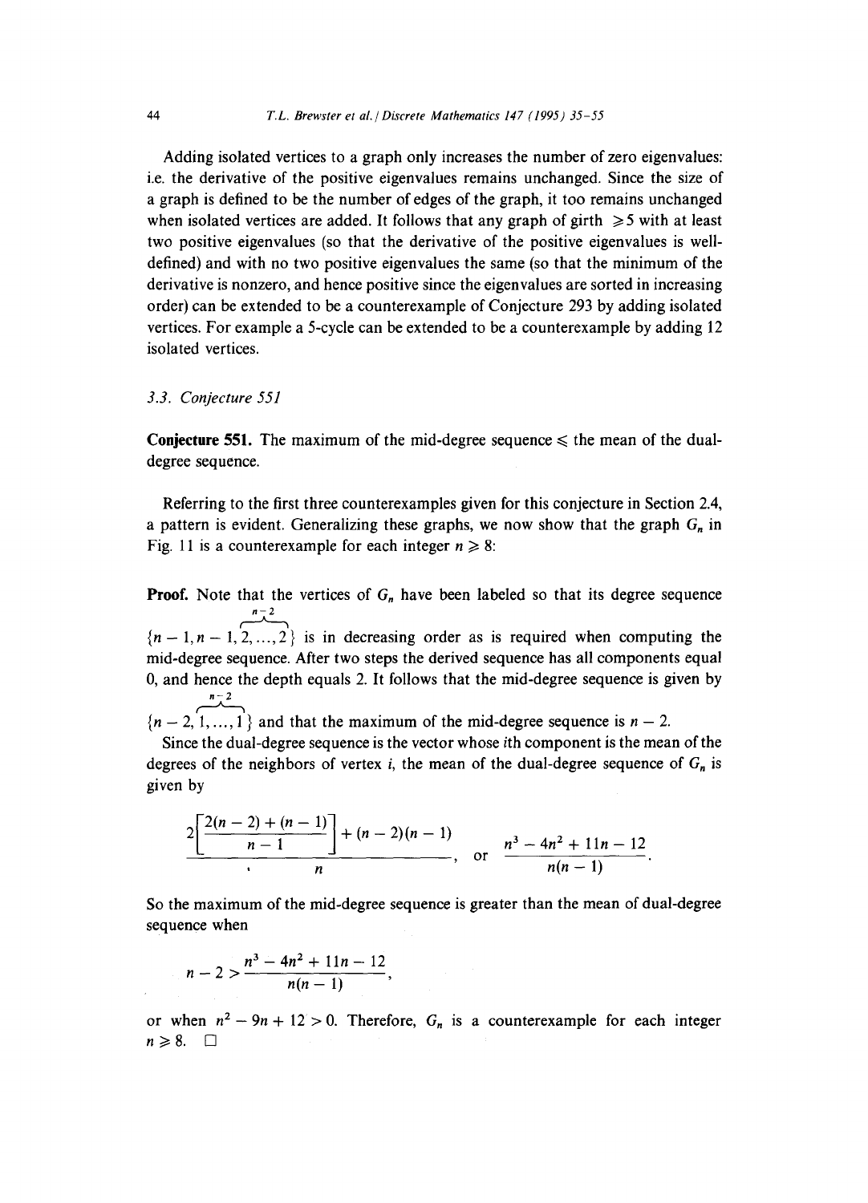Adding isolated vertices to a graph only increases the number of zero eigenvalues: i.e. the derivative of the positive eigenvalues remains unchanged. Since the size of a graph is defined to be the number of edges of the graph, it too remains unchanged when isolated vertices are added. It follows that any graph of girth $\geqslant 5$ with at least two positive eigenvalues (so that the derivative of the positive eigenvalues is well-defined) and with no two positive eigenvalues the same (so that the minimum of the derivative is nonzero, and hence positive since the eigenvalues are sorted in increasing order) can be extended to be a counterexample of Conjecture 293 by adding isolated vertices. For example a 5-cycle can be extended to be a counterexample by adding 12 isolated vertices.

### 3.3. Conjecture 551

**Conjecture 551.** The maximum of the mid-degree sequence $\leqslant$ the mean of the dual-degree sequence.

Referring to the first three counterexamples given for this conjecture in Section 2.4, a pattern is evident. Generalizing these graphs, we now show that the graph $G_n$ in Fig. 11 is a counterexample for each integer $n \geqslant 8$:

**Proof.** Note that the vertices of $G_n$ have been labeled so that its degree sequence $\{n-1, n-1, \overbrace{2, \ldots, 2}^{n-2}\}$ is in decreasing order as is required when computing the mid-degree sequence. After two steps the derived sequence has all components equal 0, and hence the depth equals 2. It follows that the mid-degree sequence is given by $\{n-2, \overbrace{1, \ldots, 1}^{n-2}\}$ and that the maximum of the mid-degree sequence is $n-2$.

Since the dual-degree sequence is the vector whose $i$th component is the mean of the degrees of the neighbors of vertex $i$, the mean of the dual-degree sequence of $G_n$ is given by

$$\frac{2\left[\dfrac{2(n-2)+(n-1)}{n-1}\right]+(n-2)(n-1)}{n}, \quad \text{or} \quad \frac{n^3-4n^2+11n-12}{n(n-1)}.$$

So the maximum of the mid-degree sequence is greater than the mean of dual-degree sequence when

$$n-2 > \frac{n^3-4n^2+11n-12}{n(n-1)},$$

or when $n^2-9n+12>0$. Therefore, $G_n$ is a counterexample for each integer $n \geqslant 8$. $\square$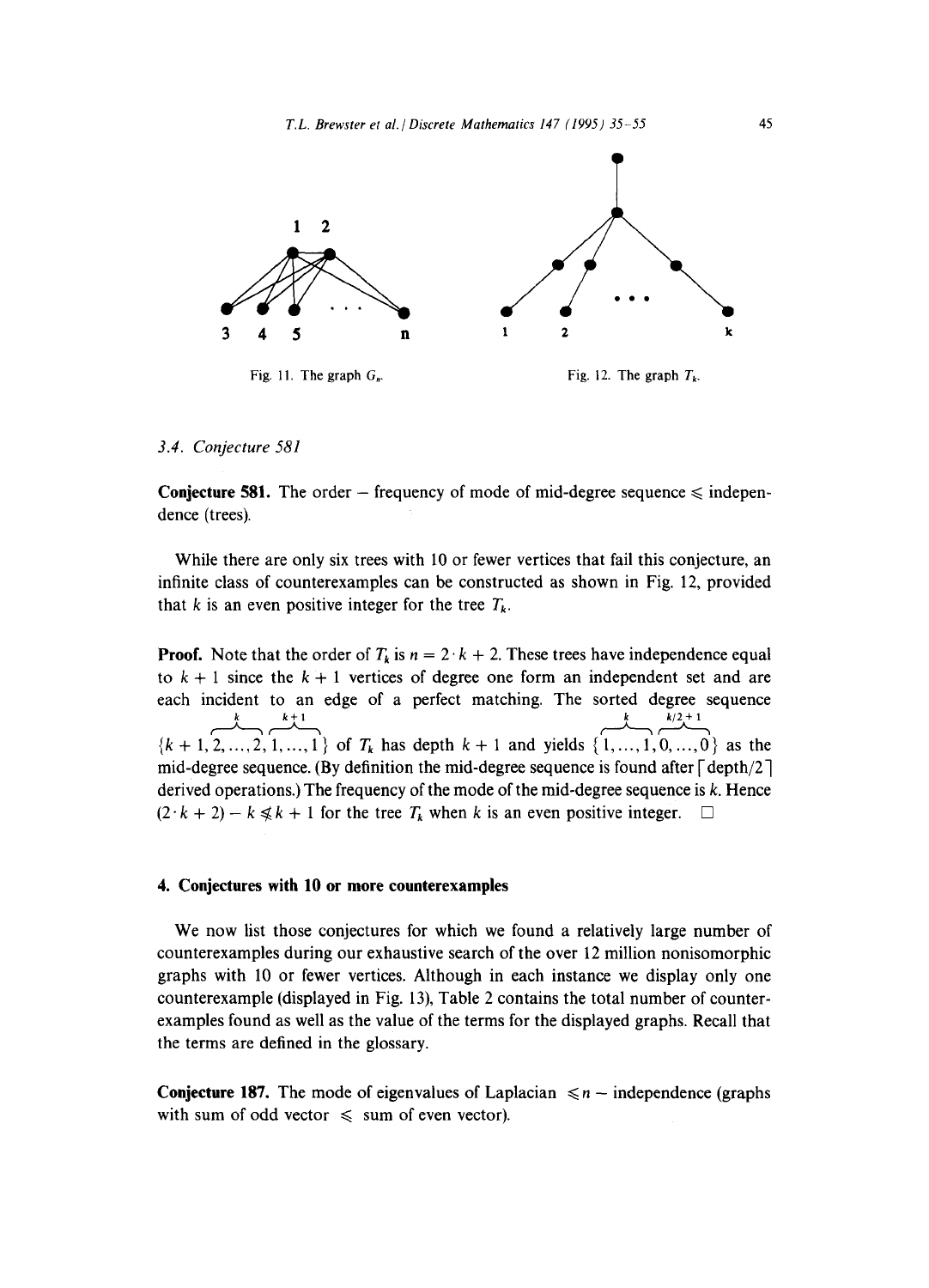Fig. 11. The graph $G_n$.

Fig. 12. The graph $T_k$.

### 3.4. Conjecture 581

**Conjecture 581.** The order − frequency of mode of mid-degree sequence $\leqslant$ independence (trees).

While there are only six trees with 10 or fewer vertices that fail this conjecture, an infinite class of counterexamples can be constructed as shown in Fig. 12, provided that $k$ is an even positive integer for the tree $T_k$.

**Proof.** Note that the order of $T_k$ is $n = 2 \cdot k + 2$. These trees have independence equal to $k + 1$ since the $k + 1$ vertices of degree one form an independent set and are each incident to an edge of a perfect matching. The sorted degree sequence $\{k+1, \overbrace{2, \ldots, 2}^{k}, \overbrace{1, \ldots, 1}^{k+1}\}$ of $T_k$ has depth $k + 1$ and yields $\{\overbrace{1, \ldots, 1}^{k}, \overbrace{0, \ldots, 0}^{k/2+1}\}$ as the mid-degree sequence. (By definition the mid-degree sequence is found after $\lceil \text{depth}/2 \rceil$ derived operations.) The frequency of the mode of the mid-degree sequence is $k$. Hence $(2 \cdot k + 2) - k \not\leqslant k + 1$ for the tree $T_k$ when $k$ is an even positive integer. $\square$

## 4. Conjectures with 10 or more counterexamples

We now list those conjectures for which we found a relatively large number of counterexamples during our exhaustive search of the over 12 million nonisomorphic graphs with 10 or fewer vertices. Although in each instance we display only one counterexample (displayed in Fig. 13), Table 2 contains the total number of counterexamples found as well as the value of the terms for the displayed graphs. Recall that the terms are defined in the glossary.

**Conjecture 187.** The mode of eigenvalues of Laplacian $\leqslant n$ − independence (graphs with sum of odd vector $\leqslant$ sum of even vector).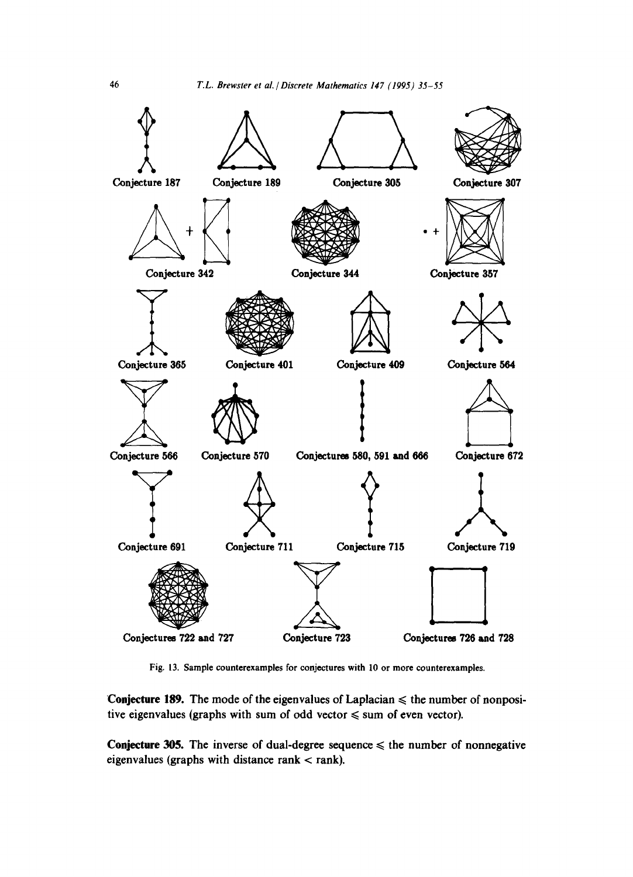Conjecture 187 Conjecture 189 Conjecture 305 Conjecture 307

Conjecture 342 Conjecture 344 Conjecture 357

Conjecture 365 Conjecture 401 Conjecture 409 Conjecture 564

Conjecture 566 Conjecture 570 Conjectures 580, 591 and 666 Conjecture 672

Conjecture 691 Conjecture 711 Conjecture 715 Conjecture 719

Conjectures 722 and 727 Conjecture 723 Conjectures 726 and 728

Fig. 13. Sample counterexamples for conjectures with 10 or more counterexamples.

**Conjecture 189.** The mode of the eigenvalues of Laplacian $\leqslant$ the number of nonpositive eigenvalues (graphs with sum of odd vector $\leqslant$ sum of even vector).

**Conjecture 305.** The inverse of dual-degree sequence $\leqslant$ the number of nonnegative eigenvalues (graphs with distance rank $<$ rank).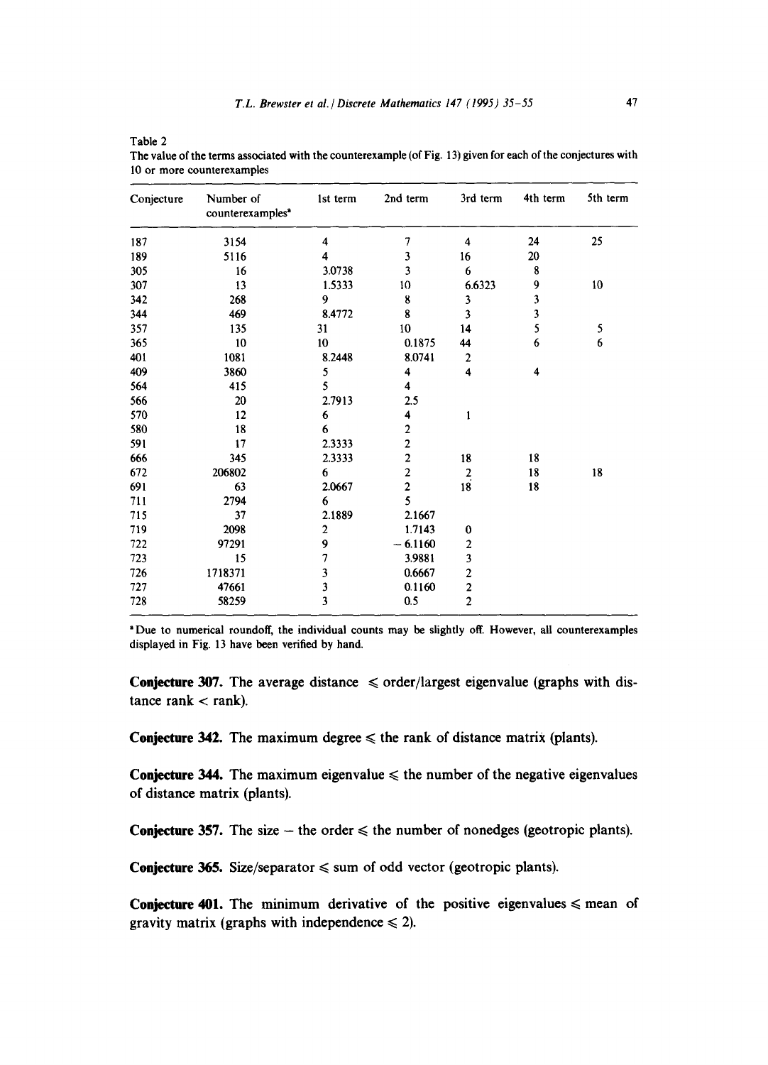Table 2
The value of the terms associated with the counterexample (of Fig. 13) given for each of the conjectures with 10 or more counterexamples

| Conjecture | Number of counterexamples[a] | 1st term | 2nd term | 3rd term | 4th term | 5th term |
|---|---|---|---|---|---|---|
| 187 | 3154 | 4 | 7 | 4 | 24 | 25 |
| 189 | 5116 | 4 | 3 | 16 | 20 | |
| 305 | 16 | 3.0738 | 3 | 6 | 8 | |
| 307 | 13 | 1.5333 | 10 | 6.6323 | 9 | 10 |
| 342 | 268 | 9 | 8 | 3 | 3 | |
| 344 | 469 | 8.4772 | 8 | 3 | 3 | |
| 357 | 135 | 31 | 10 | 14 | 5 | 5 |
| 365 | 10 | 10 | 0.1875 | 44 | 6 | 6 |
| 401 | 1081 | 8.2448 | 8.0741 | 2 | | |
| 409 | 3860 | 5 | 4 | 4 | 4 | |
| 564 | 415 | 5 | 4 | | | |
| 566 | 20 | 2.7913 | 2.5 | | | |
| 570 | 12 | 6 | 4 | 1 | | |
| 580 | 18 | 6 | 2 | | | |
| 591 | 17 | 2.3333 | 2 | | | |
| 666 | 345 | 2.3333 | 2 | 18 | 18 | |
| 672 | 206802 | 6 | 2 | 2 | 18 | 18 |
| 691 | 63 | 2.0667 | 2 | 18 | 18 | |
| 711 | 2794 | 6 | 5 | | | |
| 715 | 37 | 2.1889 | 2.1667 | | | |
| 719 | 2098 | 2 | 1.7143 | 0 | | |
| 722 | 97291 | 9 | −6.1160 | 2 | | |
| 723 | 15 | 7 | 3.9881 | 3 | | |
| 726 | 1718371 | 3 | 0.6667 | 2 | | |
| 727 | 47661 | 3 | 0.1160 | 2 | | |
| 728 | 58259 | 3 | 0.5 | 2 | | |

[a] Due to numerical roundoff, the individual counts may be slightly off. However, all counterexamples displayed in Fig. 13 have been verified by hand.

**Conjecture 307.** The average distance $\leqslant$ order/largest eigenvalue (graphs with distance rank $<$ rank).

**Conjecture 342.** The maximum degree $\leqslant$ the rank of distance matrix (plants).

**Conjecture 344.** The maximum eigenvalue $\leqslant$ the number of the negative eigenvalues of distance matrix (plants).

**Conjecture 357.** The size $-$ the order $\leqslant$ the number of nonedges (geotropic plants).

**Conjecture 365.** Size/separator $\leqslant$ sum of odd vector (geotropic plants).

**Conjecture 401.** The minimum derivative of the positive eigenvalues $\leqslant$ mean of gravity matrix (graphs with independence $\leqslant 2$).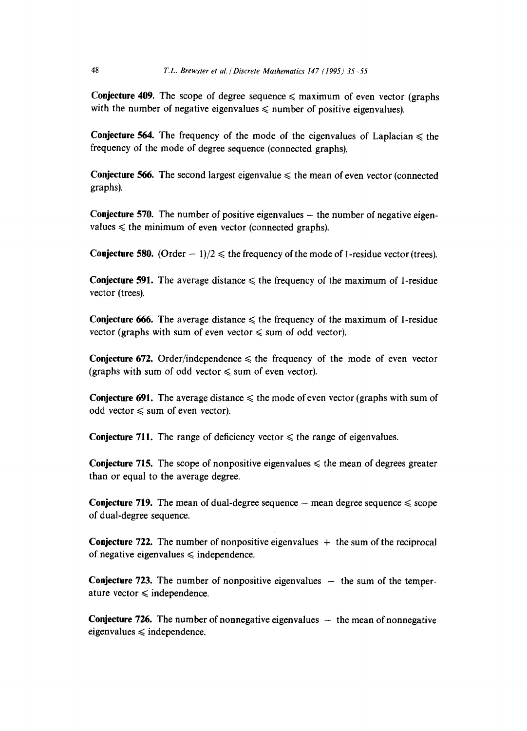**Conjecture 409.** The scope of degree sequence $\leqslant$ maximum of even vector (graphs with the number of negative eigenvalues $\leqslant$ number of positive eigenvalues).

**Conjecture 564.** The frequency of the mode of the eigenvalues of Laplacian $\leqslant$ the frequency of the mode of degree sequence (connected graphs).

**Conjecture 566.** The second largest eigenvalue $\leqslant$ the mean of even vector (connected graphs).

**Conjecture 570.** The number of positive eigenvalues $-$ the number of negative eigenvalues $\leqslant$ the minimum of even vector (connected graphs).

**Conjecture 580.** (Order $-$ 1)/2 $\leqslant$ the frequency of the mode of 1-residue vector (trees).

**Conjecture 591.** The average distance $\leqslant$ the frequency of the maximum of 1-residue vector (trees).

**Conjecture 666.** The average distance $\leqslant$ the frequency of the maximum of 1-residue vector (graphs with sum of even vector $\leqslant$ sum of odd vector).

**Conjecture 672.** Order/independence $\leqslant$ the frequency of the mode of even vector (graphs with sum of odd vector $\leqslant$ sum of even vector).

**Conjecture 691.** The average distance $\leqslant$ the mode of even vector (graphs with sum of odd vector $\leqslant$ sum of even vector).

**Conjecture 711.** The range of deficiency vector $\leqslant$ the range of eigenvalues.

**Conjecture 715.** The scope of nonpositive eigenvalues $\leqslant$ the mean of degrees greater than or equal to the average degree.

**Conjecture 719.** The mean of dual-degree sequence $-$ mean degree sequence $\leqslant$ scope of dual-degree sequence.

**Conjecture 722.** The number of nonpositive eigenvalues $+$ the sum of the reciprocal of negative eigenvalues $\leqslant$ independence.

**Conjecture 723.** The number of nonpositive eigenvalues $-$ the sum of the temperature vector $\leqslant$ independence.

**Conjecture 726.** The number of nonnegative eigenvalues $-$ the mean of nonnegative eigenvalues $\leqslant$ independence.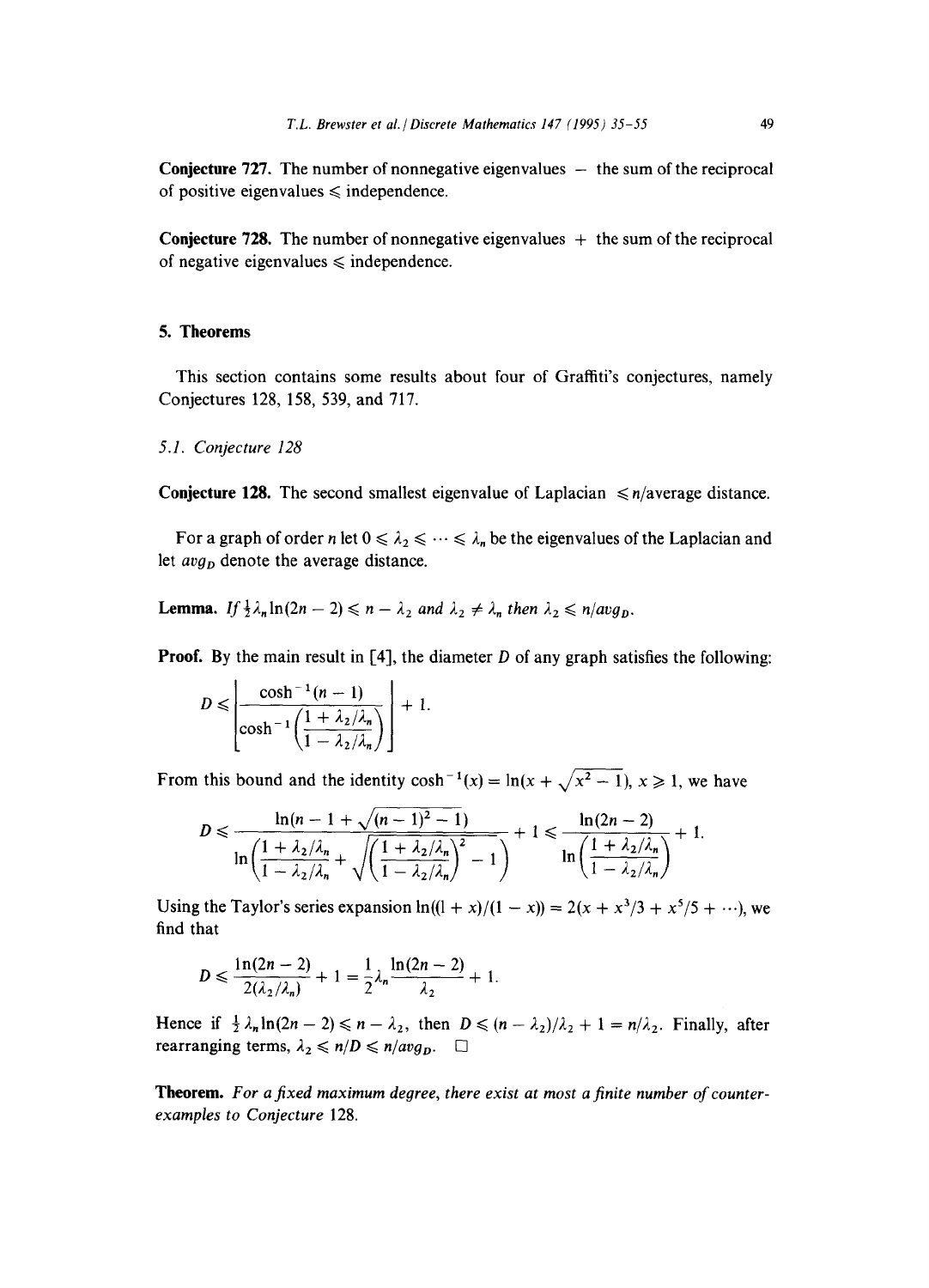**Conjecture 727.** The number of nonnegative eigenvalues $-$ the sum of the reciprocal of positive eigenvalues $\leqslant$ independence.

**Conjecture 728.** The number of nonnegative eigenvalues $+$ the sum of the reciprocal of negative eigenvalues $\leqslant$ independence.

## 5. Theorems

This section contains some results about four of Graffiti's conjectures, namely Conjectures 128, 158, 539, and 717.

### 5.1. Conjecture 128

**Conjecture 128.** The second smallest eigenvalue of Laplacian $\leqslant n$/average distance.

For a graph of order $n$ let $0 \leqslant \lambda_2 \leqslant \cdots \leqslant \lambda_n$ be the eigenvalues of the Laplacian and let $avg_D$ denote the average distance.

**Lemma.** *If* $\frac{1}{2}\lambda_n \ln(2n-2) \leqslant n - \lambda_2$ *and* $\lambda_2 \neq \lambda_n$ *then* $\lambda_2 \leqslant n/avg_D$.

**Proof.** By the main result in [4], the diameter $D$ of any graph satisfies the following:

$$D \leqslant \left\lfloor \frac{\cosh^{-1}(n-1)}{\cosh^{-1}\left(\dfrac{1+\lambda_2/\lambda_n}{1-\lambda_2/\lambda_n}\right)} \right\rfloor + 1.$$

From this bound and the identity $\cosh^{-1}(x) = \ln(x + \sqrt{x^2-1})$, $x \geqslant 1$, we have

$$D \leqslant \frac{\ln(n-1+\sqrt{(n-1)^2-1})}{\ln\left(\dfrac{1+\lambda_2/\lambda_n}{1-\lambda_2/\lambda_n} + \sqrt{\left(\dfrac{1+\lambda_2/\lambda_n}{1-\lambda_2/\lambda_n}\right)^2 - 1}\right)} + 1 \leqslant \frac{\ln(2n-2)}{\ln\left(\dfrac{1+\lambda_2/\lambda_n}{1-\lambda_2/\lambda_n}\right)} + 1.$$

Using the Taylor's series expansion $\ln((1+x)/(1-x)) = 2(x + x^3/3 + x^5/5 + \cdots)$, we find that

$$D \leqslant \frac{\ln(2n-2)}{2(\lambda_2/\lambda_n)} + 1 = \frac{1}{2}\lambda_n \frac{\ln(2n-2)}{\lambda_2} + 1.$$

Hence if $\frac{1}{2}\lambda_n \ln(2n-2) \leqslant n - \lambda_2$, then $D \leqslant (n-\lambda_2)/\lambda_2 + 1 = n/\lambda_2$. Finally, after rearranging terms, $\lambda_2 \leqslant n/D \leqslant n/avg_D$. $\square$

**Theorem.** *For a fixed maximum degree, there exist at most a finite number of counter-examples to Conjecture* 128.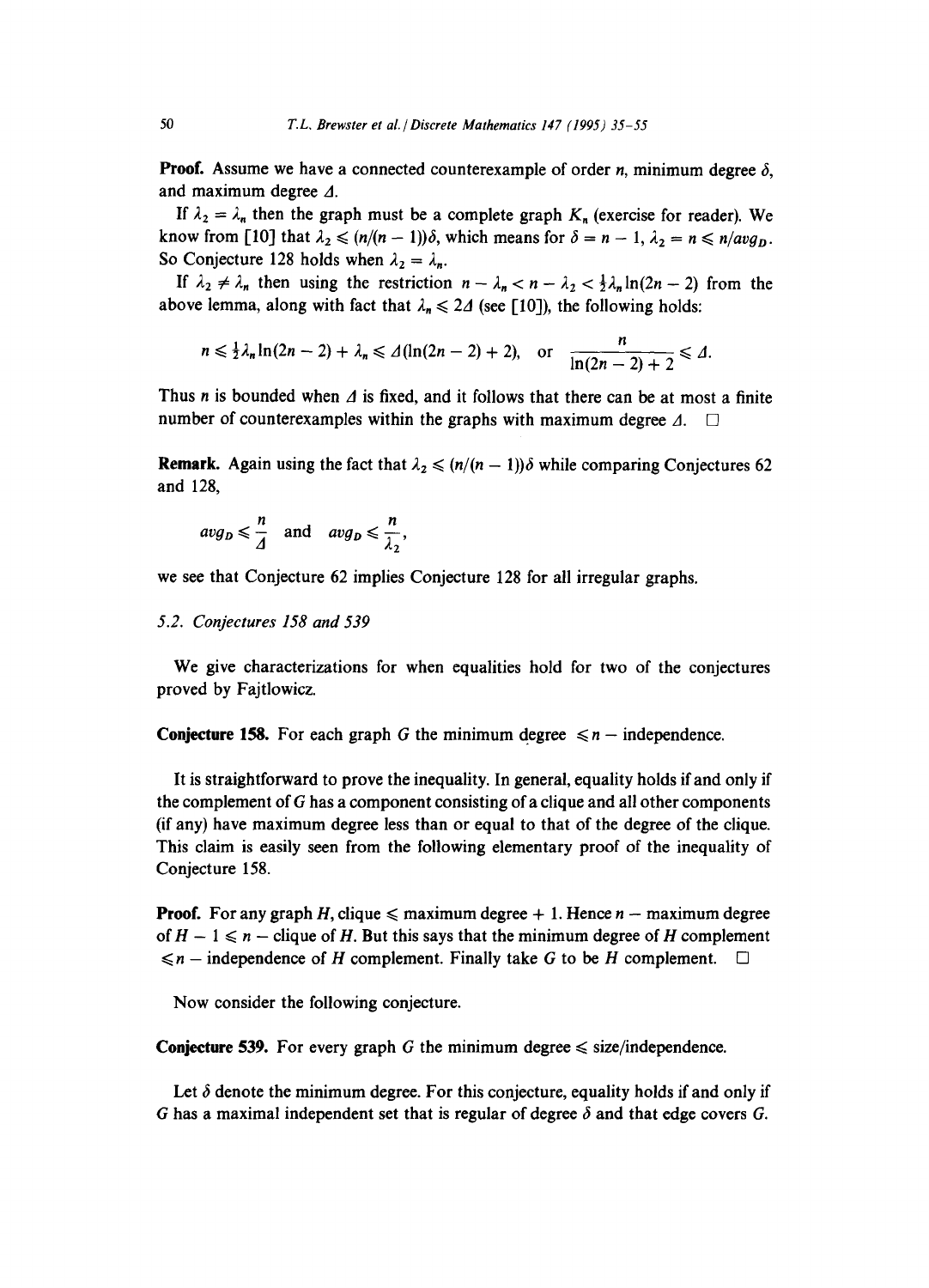**Proof.** Assume we have a connected counterexample of order $n$, minimum degree $\delta$, and maximum degree $\Delta$.

If $\lambda_2 = \lambda_n$ then the graph must be a complete graph $K_n$ (exercise for reader). We know from [10] that $\lambda_2 \leqslant (n/(n-1))\delta$, which means for $\delta = n-1$, $\lambda_2 = n \leqslant n/avg_D$. So Conjecture 128 holds when $\lambda_2 = \lambda_n$.

If $\lambda_2 \neq \lambda_n$ then using the restriction $n - \lambda_n < n - \lambda_2 < \frac{1}{2}\lambda_n \ln(2n-2)$ from the above lemma, along with fact that $\lambda_n \leqslant 2\Delta$ (see [10]), the following holds:

$$n \leqslant \tfrac{1}{2}\lambda_n \ln(2n-2) + \lambda_n \leqslant \Delta(\ln(2n-2)+2), \quad \text{or} \quad \frac{n}{\ln(2n-2)+2} \leqslant \Delta.$$

Thus $n$ is bounded when $\Delta$ is fixed, and it follows that there can be at most a finite number of counterexamples within the graphs with maximum degree $\Delta$. $\square$

**Remark.** Again using the fact that $\lambda_2 \leqslant (n/(n-1))\delta$ while comparing Conjectures 62 and 128,

$$avg_D \leqslant \frac{n}{\Delta} \quad \text{and} \quad avg_D \leqslant \frac{n}{\lambda_2},$$

we see that Conjecture 62 implies Conjecture 128 for all irregular graphs.

### 5.2. Conjectures 158 and 539

We give characterizations for when equalities hold for two of the conjectures proved by Fajtlowicz.

**Conjecture 158.** For each graph $G$ the minimum degree $\leqslant n -$ independence.

It is straightforward to prove the inequality. In general, equality holds if and only if the complement of $G$ has a component consisting of a clique and all other components (if any) have maximum degree less than or equal to that of the degree of the clique. This claim is easily seen from the following elementary proof of the inequality of Conjecture 158.

**Proof.** For any graph $H$, clique $\leqslant$ maximum degree $+ 1$. Hence $n -$ maximum degree of $H - 1 \leqslant n -$ clique of $H$. But this says that the minimum degree of $H$ complement $\leqslant n -$ independence of $H$ complement. Finally take $G$ to be $H$ complement. $\square$

Now consider the following conjecture.

**Conjecture 539.** For every graph $G$ the minimum degree $\leqslant$ size/independence.

Let $\delta$ denote the minimum degree. For this conjecture, equality holds if and only if $G$ has a maximal independent set that is regular of degree $\delta$ and that edge covers $G$.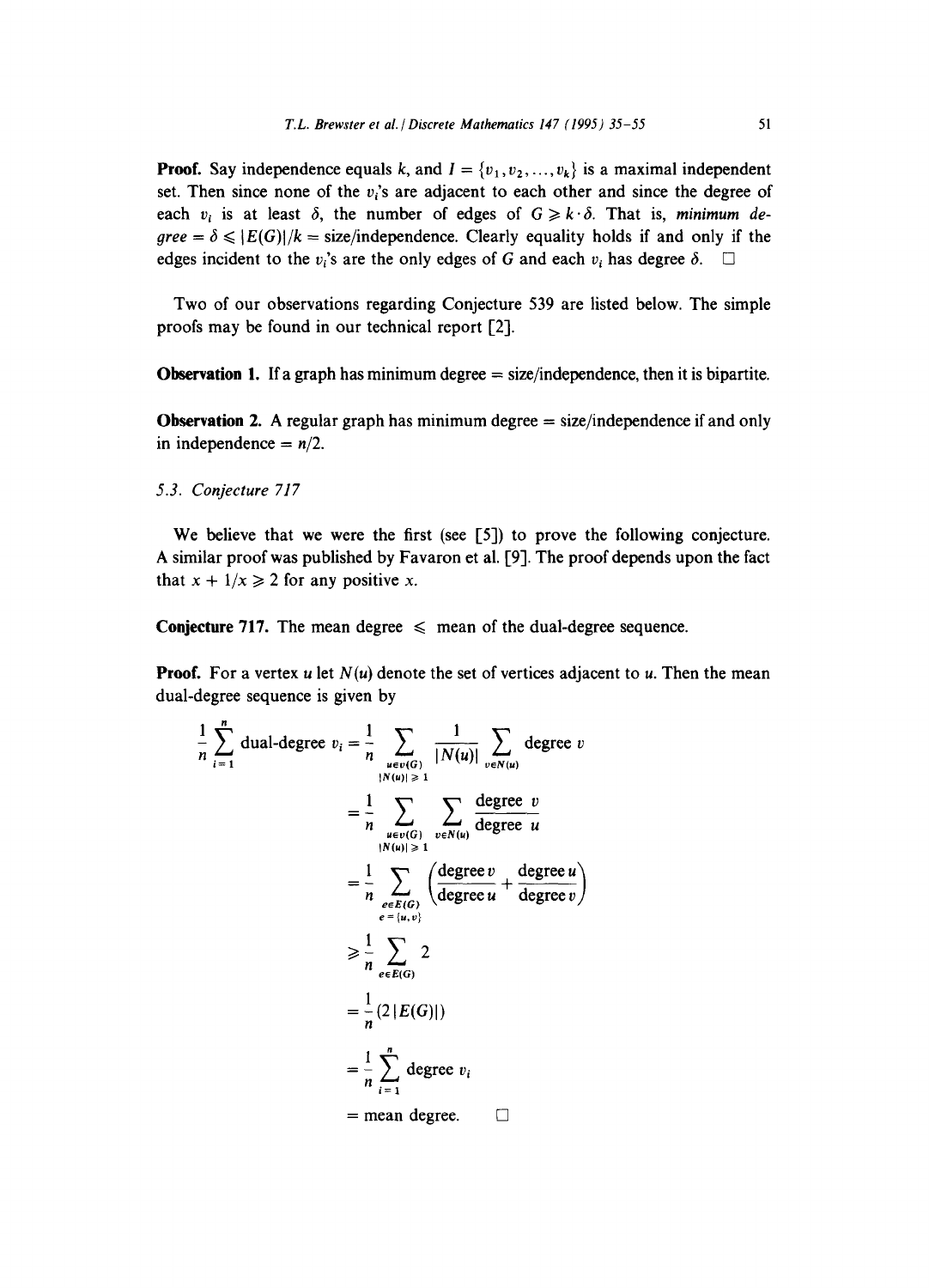**Proof.** Say independence equals $k$, and $I = \{v_1, v_2, \ldots, v_k\}$ is a maximal independent set. Then since none of the $v_i$'s are adjacent to each other and since the degree of each $v_i$ is at least $\delta$, the number of edges of $G \geqslant k \cdot \delta$. That is, *minimum degree* $= \delta \leqslant |E(G)|/k =$ size/independence. Clearly equality holds if and only if the edges incident to the $v_i$'s are the only edges of $G$ and each $v_i$ has degree $\delta$. $\square$

Two of our observations regarding Conjecture 539 are listed below. The simple proofs may be found in our technical report [2].

**Observation 1.** If a graph has minimum degree = size/independence, then it is bipartite.

**Observation 2.** A regular graph has minimum degree = size/independence if and only in independence = $n/2$.

### 5.3. Conjecture 717

We believe that we were the first (see [5]) to prove the following conjecture. A similar proof was published by Favaron et al. [9]. The proof depends upon the fact that $x + 1/x \geqslant 2$ for any positive $x$.

**Conjecture 717.** The mean degree $\leqslant$ mean of the dual-degree sequence.

**Proof.** For a vertex $u$ let $N(u)$ denote the set of vertices adjacent to $u$. Then the mean dual-degree sequence is given by

$$
\begin{aligned}
\frac{1}{n}\sum_{i=1}^{n} \text{dual-degree } v_i &= \frac{1}{n}\sum_{\substack{u \in v(G) \\ |N(u)| \geqslant 1}} \frac{1}{|N(u)|}\sum_{v \in N(u)} \text{degree } v \\
&= \frac{1}{n}\sum_{\substack{u \in v(G) \\ |N(u)| \geqslant 1}} \sum_{v \in N(u)} \frac{\text{degree } v}{\text{degree } u} \\
&= \frac{1}{n}\sum_{\substack{e \in E(G) \\ e = \{u,v\}}} \left(\frac{\text{degree } v}{\text{degree } u} + \frac{\text{degree } u}{\text{degree } v}\right) \\
&\geqslant \frac{1}{n}\sum_{e \in E(G)} 2 \\
&= \frac{1}{n}(2|E(G)|) \\
&= \frac{1}{n}\sum_{i=1}^{n} \text{degree } v_i \\
&= \text{mean degree.} \quad \square
\end{aligned}
$$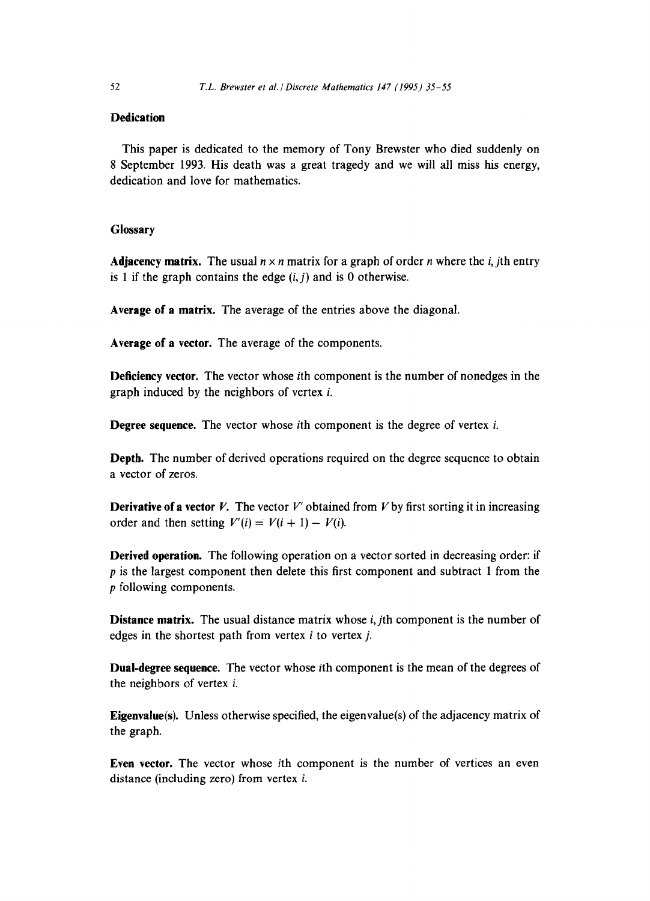## Dedication

This paper is dedicated to the memory of Tony Brewster who died suddenly on 8 September 1993. His death was a great tragedy and we will all miss his energy, dedication and love for mathematics.

## Glossary

**Adjacency matrix.** The usual $n \times n$ matrix for a graph of order $n$ where the $i, j$th entry is 1 if the graph contains the edge $(i, j)$ and is 0 otherwise.

**Average of a matrix.** The average of the entries above the diagonal.

**Average of a vector.** The average of the components.

**Deficiency vector.** The vector whose $i$th component is the number of nonedges in the graph induced by the neighbors of vertex $i$.

**Degree sequence.** The vector whose $i$th component is the degree of vertex $i$.

**Depth.** The number of derived operations required on the degree sequence to obtain a vector of zeros.

**Derivative of a vector $V$.** The vector $V'$ obtained from $V$ by first sorting it in increasing order and then setting $V'(i) = V(i + 1) - V(i)$.

**Derived operation.** The following operation on a vector sorted in decreasing order: if $p$ is the largest component then delete this first component and subtract 1 from the $p$ following components.

**Distance matrix.** The usual distance matrix whose $i, j$th component is the number of edges in the shortest path from vertex $i$ to vertex $j$.

**Dual-degree sequence.** The vector whose $i$th component is the mean of the degrees of the neighbors of vertex $i$.

**Eigenvalue(s).** Unless otherwise specified, the eigenvalue(s) of the adjacency matrix of the graph.

**Even vector.** The vector whose $i$th component is the number of vertices an even distance (including zero) from vertex $i$.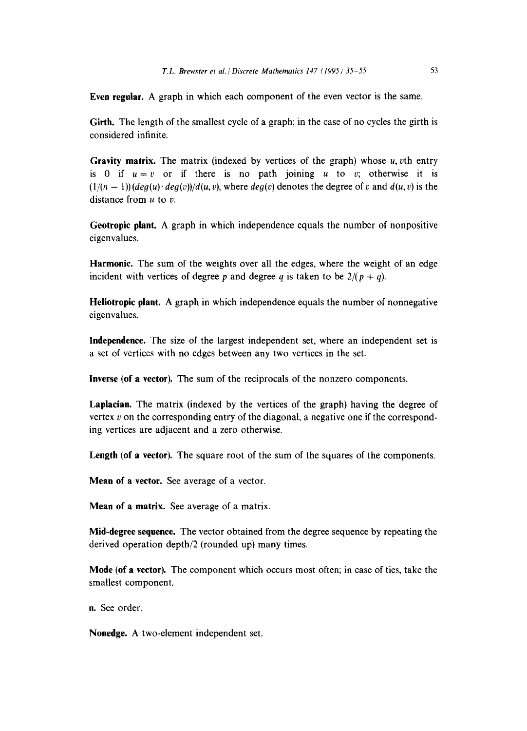**Even regular.** A graph in which each component of the even vector is the same.

**Girth.** The length of the smallest cycle of a graph; in the case of no cycles the girth is considered infinite.

**Gravity matrix.** The matrix (indexed by vertices of the graph) whose $u, v$th entry is 0 if $u = v$ or if there is no path joining $u$ to $v$; otherwise it is $(1/(n-1))(deg(u) \cdot deg(v))/d(u,v)$, where $deg(v)$ denotes the degree of $v$ and $d(u,v)$ is the distance from $u$ to $v$.

**Geotropic plant.** A graph in which independence equals the number of nonpositive eigenvalues.

**Harmonic.** The sum of the weights over all the edges, where the weight of an edge incident with vertices of degree $p$ and degree $q$ is taken to be $2/(p+q)$.

**Heliotropic plant.** A graph in which independence equals the number of nonnegative eigenvalues.

**Independence.** The size of the largest independent set, where an independent set is a set of vertices with no edges between any two vertices in the set.

**Inverse (of a vector).** The sum of the reciprocals of the nonzero components.

**Laplacian.** The matrix (indexed by the vertices of the graph) having the degree of vertex $v$ on the corresponding entry of the diagonal, a negative one if the corresponding vertices are adjacent and a zero otherwise.

**Length (of a vector).** The square root of the sum of the squares of the components.

**Mean of a vector.** See average of a vector.

**Mean of a matrix.** See average of a matrix.

**Mid-degree sequence.** The vector obtained from the degree sequence by repeating the derived operation depth/2 (rounded up) many times.

**Mode (of a vector).** The component which occurs most often; in case of ties, take the smallest component.

**n.** See order.

**Nonedge.** A two-element independent set.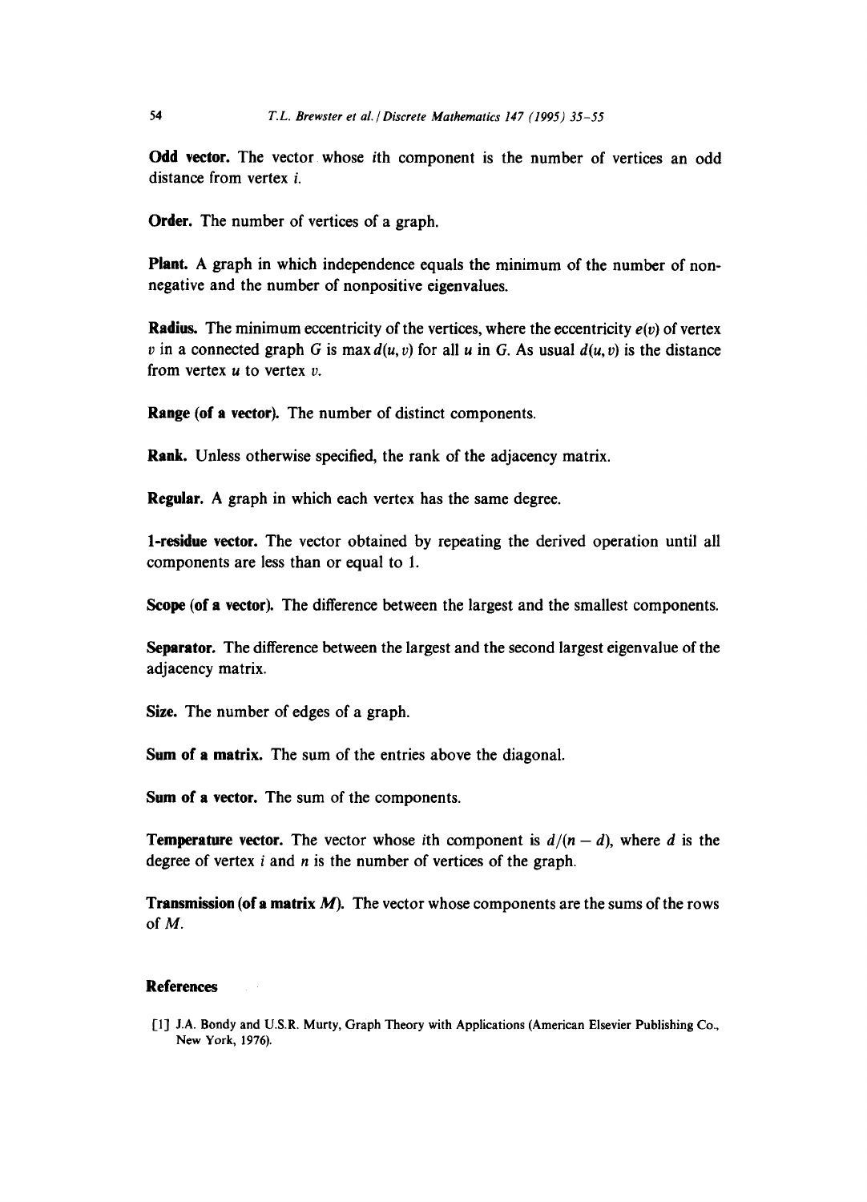**Odd vector.** The vector whose $i$th component is the number of vertices an odd distance from vertex $i$.

**Order.** The number of vertices of a graph.

**Plant.** A graph in which independence equals the minimum of the number of nonnegative and the number of nonpositive eigenvalues.

**Radius.** The minimum eccentricity of the vertices, where the eccentricity $e(v)$ of vertex $v$ in a connected graph $G$ is $\max d(u, v)$ for all $u$ in $G$. As usual $d(u, v)$ is the distance from vertex $u$ to vertex $v$.

**Range (of a vector).** The number of distinct components.

**Rank.** Unless otherwise specified, the rank of the adjacency matrix.

**Regular.** A graph in which each vertex has the same degree.

**1-residue vector.** The vector obtained by repeating the derived operation until all components are less than or equal to 1.

**Scope (of a vector).** The difference between the largest and the smallest components.

**Separator.** The difference between the largest and the second largest eigenvalue of the adjacency matrix.

**Size.** The number of edges of a graph.

**Sum of a matrix.** The sum of the entries above the diagonal.

**Sum of a vector.** The sum of the components.

**Temperature vector.** The vector whose $i$th component is $d/(n - d)$, where $d$ is the degree of vertex $i$ and $n$ is the number of vertices of the graph.

**Transmission (of a matrix $M$).** The vector whose components are the sums of the rows of $M$.

## References

[1] J.A. Bondy and U.S.R. Murty, Graph Theory with Applications (American Elsevier Publishing Co., New York, 1976).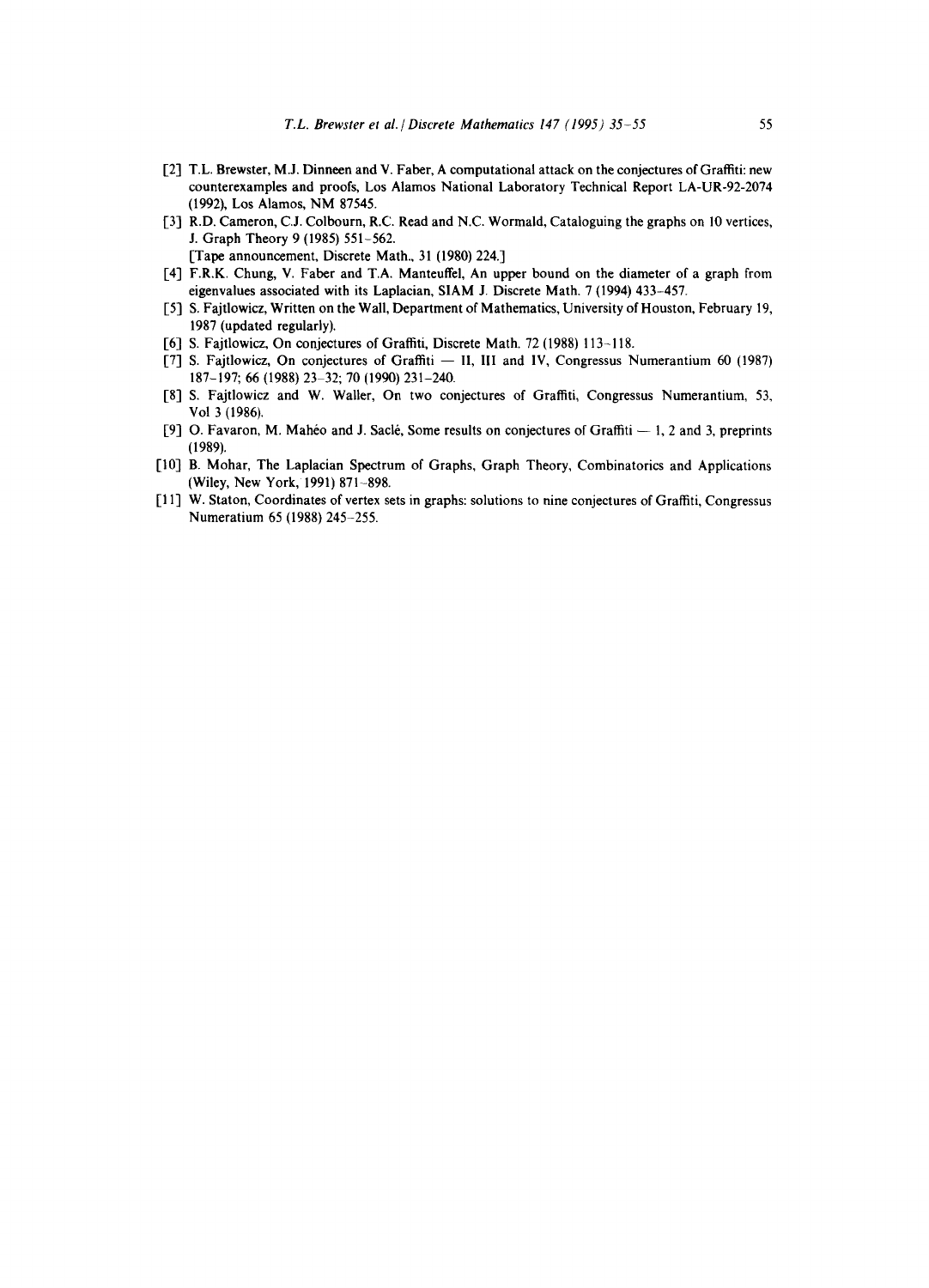[2] T.L. Brewster, M.J. Dinneen and V. Faber, A computational attack on the conjectures of Graffiti: new counterexamples and proofs, Los Alamos National Laboratory Technical Report LA-UR-92-2074 (1992), Los Alamos, NM 87545.

[3] R.D. Cameron, C.J. Colbourn, R.C. Read and N.C. Wormald, Cataloguing the graphs on 10 vertices, J. Graph Theory 9 (1985) 551–562.
[Tape announcement, Discrete Math., 31 (1980) 224.]

[4] F.R.K. Chung, V. Faber and T.A. Manteuffel, An upper bound on the diameter of a graph from eigenvalues associated with its Laplacian, SIAM J. Discrete Math. 7 (1994) 433–457.

[5] S. Fajtlowicz, Written on the Wall, Department of Mathematics, University of Houston, February 19, 1987 (updated regularly).

[6] S. Fajtlowicz, On conjectures of Graffiti, Discrete Math. 72 (1988) 113–118.

[7] S. Fajtlowicz, On conjectures of Graffiti — II, III and IV, Congressus Numerantium 60 (1987) 187–197; 66 (1988) 23–32; 70 (1990) 231–240.

[8] S. Fajtlowicz and W. Waller, On two conjectures of Graffiti, Congressus Numerantium, 53, Vol 3 (1986).

[9] O. Favaron, M. Mahéo and J. Saclé, Some results on conjectures of Graffiti — 1, 2 and 3, preprints (1989).

[10] B. Mohar, The Laplacian Spectrum of Graphs, Graph Theory, Combinatorics and Applications (Wiley, New York, 1991) 871–898.

[11] W. Staton, Coordinates of vertex sets in graphs: solutions to nine conjectures of Graffiti, Congressus Numeratium 65 (1988) 245–255.